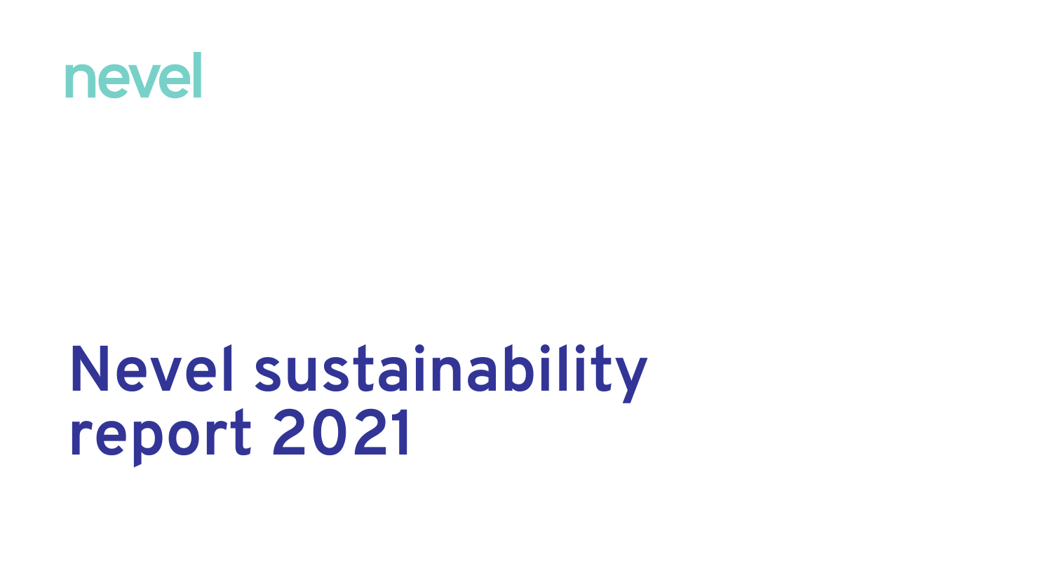nevel

# Nevel sustainability report 2021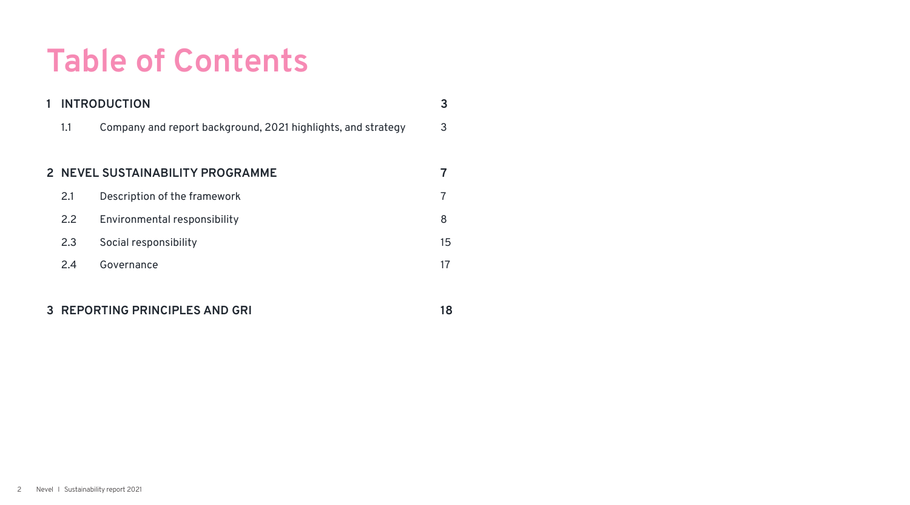# Table of Contents

| | | |
|---|---|---|
| **1** | **INTRODUCTION** | **3** |
| 1.1 | Company and report background, 2021 highlights, and strategy | 3 |
| **2** | **NEVEL SUSTAINABILITY PROGRAMME** | **7** |
| 2.1 | Description of the framework | 7 |
| 2.2 | Environmental responsibility | 8 |
| 2.3 | Social responsibility | 15 |
| 2.4 | Governance | 17 |
| **3** | **REPORTING PRINCIPLES AND GRI** | **18** |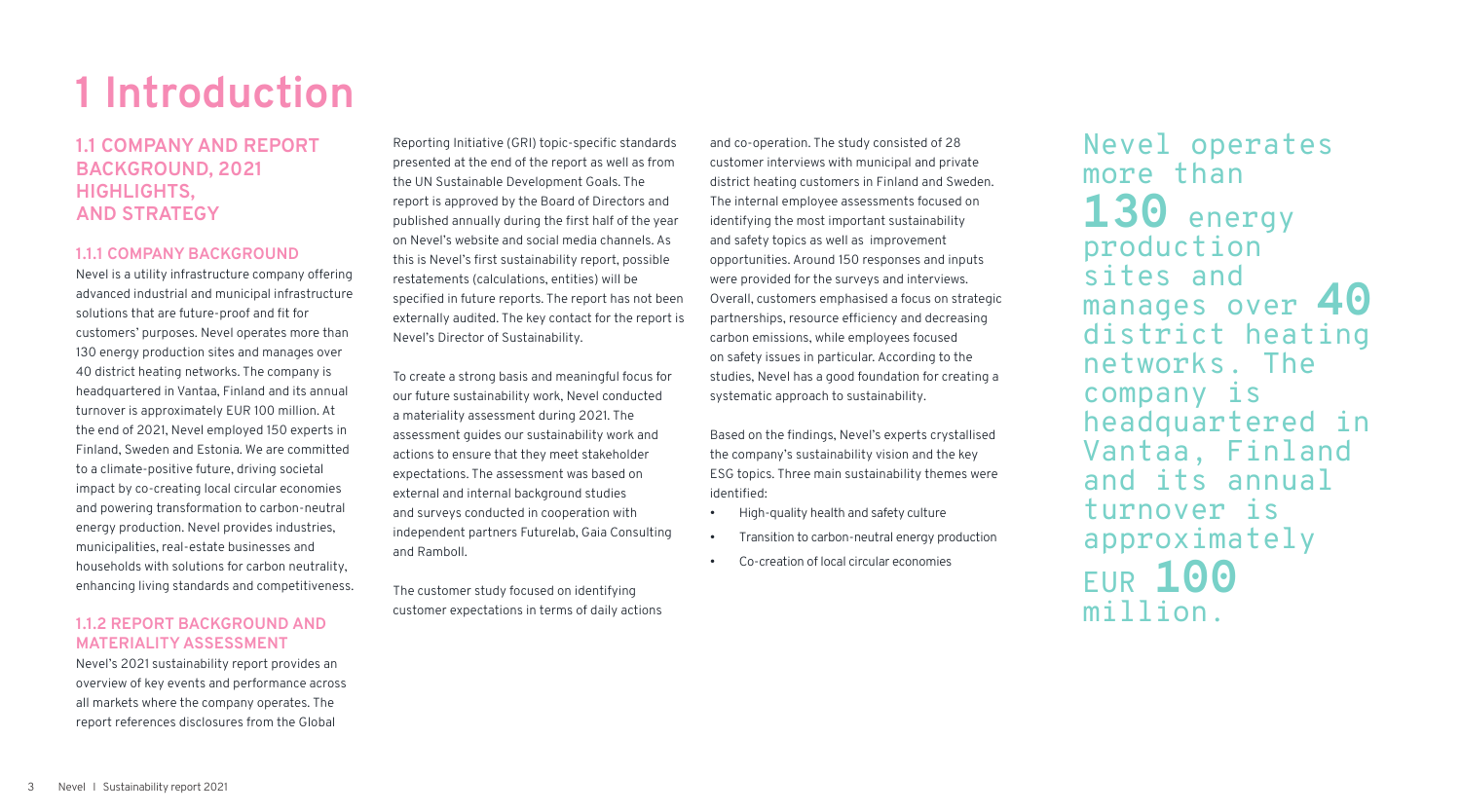# 1 Introduction

## 1.1 COMPANY AND REPORT BACKGROUND, 2021 HIGHLIGHTS, AND STRATEGY

### 1.1.1 COMPANY BACKGROUND

Nevel is a utility infrastructure company offering advanced industrial and municipal infrastructure solutions that are future-proof and fit for customers' purposes. Nevel operates more than 130 energy production sites and manages over 40 district heating networks. The company is headquartered in Vantaa, Finland and its annual turnover is approximately EUR 100 million. At the end of 2021, Nevel employed 150 experts in Finland, Sweden and Estonia. We are committed to a climate-positive future, driving societal impact by co-creating local circular economies and powering transformation to carbon-neutral energy production. Nevel provides industries, municipalities, real-estate businesses and households with solutions for carbon neutrality, enhancing living standards and competitiveness.

### 1.1.2 REPORT BACKGROUND AND MATERIALITY ASSESSMENT

Nevel's 2021 sustainability report provides an overview of key events and performance across all markets where the company operates. The report references disclosures from the Global Reporting Initiative (GRI) topic-specific standards presented at the end of the report as well as from the UN Sustainable Development Goals. The report is approved by the Board of Directors and published annually during the first half of the year on Nevel's website and social media channels. As this is Nevel's first sustainability report, possible restatements (calculations, entities) will be specified in future reports. The report has not been externally audited. The key contact for the report is Nevel's Director of Sustainability.

To create a strong basis and meaningful focus for our future sustainability work, Nevel conducted a materiality assessment during 2021. The assessment guides our sustainability work and actions to ensure that they meet stakeholder expectations. The assessment was based on external and internal background studies and surveys conducted in cooperation with independent partners Futurelab, Gaia Consulting and Ramboll.

The customer study focused on identifying customer expectations in terms of daily actions and co-operation. The study consisted of 28 customer interviews with municipal and private district heating customers in Finland and Sweden. The internal employee assessments focused on identifying the most important sustainability and safety topics as well as improvement opportunities. Around 150 responses and inputs were provided for the surveys and interviews. Overall, customers emphasised a focus on strategic partnerships, resource efficiency and decreasing carbon emissions, while employees focused on safety issues in particular. According to the studies, Nevel has a good foundation for creating a systematic approach to sustainability.

Based on the findings, Nevel's experts crystallised the company's sustainability vision and the key ESG topics. Three main sustainability themes were identified:

- High-quality health and safety culture
- Transition to carbon-neutral energy production
- Co-creation of local circular economies

Nevel operates more than **130** energy production sites and manages over **40** district heating networks. The company is headquartered in Vantaa, Finland and its annual turnover is approximately EUR **100** million.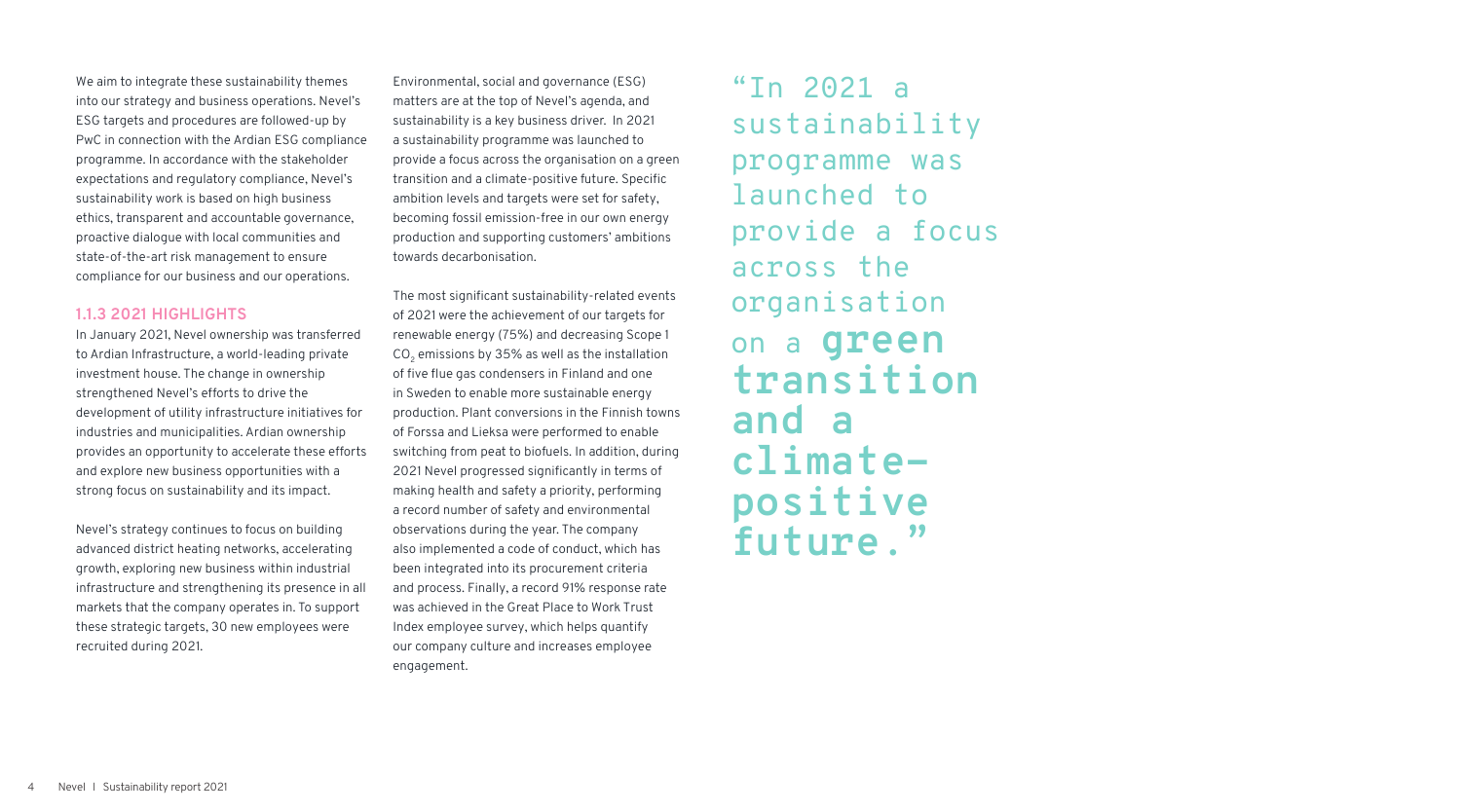We aim to integrate these sustainability themes into our strategy and business operations. Nevel's ESG targets and procedures are followed-up by PwC in connection with the Ardian ESG compliance programme. In accordance with the stakeholder expectations and regulatory compliance, Nevel's sustainability work is based on high business ethics, transparent and accountable governance, proactive dialogue with local communities and state-of-the-art risk management to ensure compliance for our business and our operations.

### 1.1.3 2021 HIGHLIGHTS

In January 2021, Nevel ownership was transferred to Ardian Infrastructure, a world-leading private investment house. The change in ownership strengthened Nevel's efforts to drive the development of utility infrastructure initiatives for industries and municipalities. Ardian ownership provides an opportunity to accelerate these efforts and explore new business opportunities with a strong focus on sustainability and its impact.

Nevel's strategy continues to focus on building advanced district heating networks, accelerating growth, exploring new business within industrial infrastructure and strengthening its presence in all markets that the company operates in. To support these strategic targets, 30 new employees were recruited during 2021.

Environmental, social and governance (ESG) matters are at the top of Nevel's agenda, and sustainability is a key business driver. In 2021 a sustainability programme was launched to provide a focus across the organisation on a green transition and a climate-positive future. Specific ambition levels and targets were set for safety, becoming fossil emission-free in our own energy production and supporting customers' ambitions towards decarbonisation.

The most significant sustainability-related events of 2021 were the achievement of our targets for renewable energy (75%) and decreasing Scope 1 $CO_2$ emissions by 35% as well as the installation of five flue gas condensers in Finland and one in Sweden to enable more sustainable energy production. Plant conversions in the Finnish towns of Forssa and Lieksa were performed to enable switching from peat to biofuels. In addition, during 2021 Nevel progressed significantly in terms of making health and safety a priority, performing a record number of safety and environmental observations during the year. The company also implemented a code of conduct, which has been integrated into its procurement criteria and process. Finally, a record 91% response rate was achieved in the Great Place to Work Trust Index employee survey, which helps quantify our company culture and increases employee engagement.

"In 2021 a sustainability programme was launched to provide a focus across the organisation on a **green transition and a climate-positive future.**"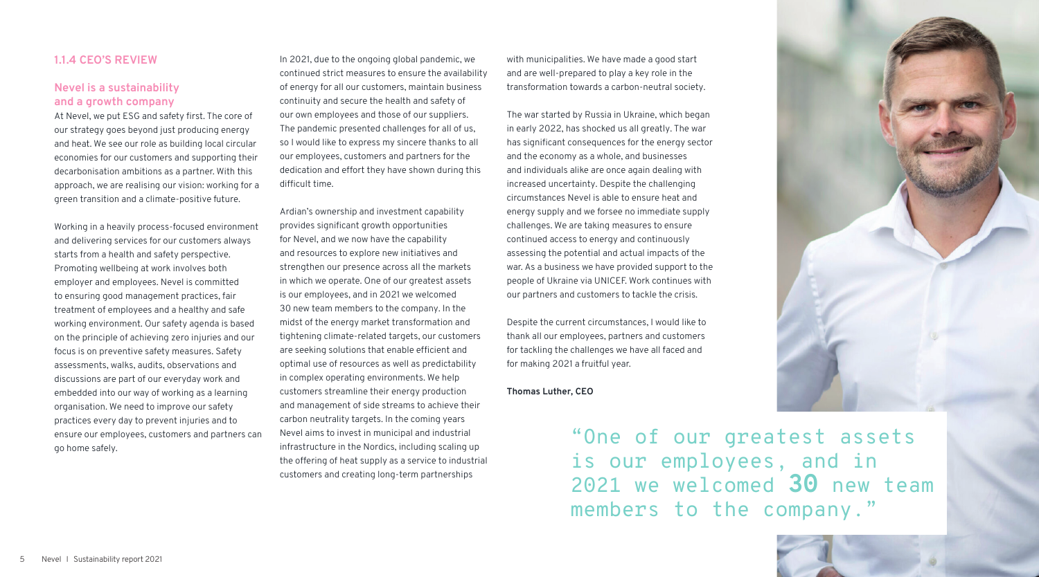## 1.1.4 CEO'S REVIEW

### Nevel is a sustainability and a growth company

At Nevel, we put ESG and safety first. The core of our strategy goes beyond just producing energy and heat. We see our role as building local circular economies for our customers and supporting their decarbonisation ambitions as a partner. With this approach, we are realising our vision: working for a green transition and a climate-positive future.

Working in a heavily process-focused environment and delivering services for our customers always starts from a health and safety perspective. Promoting wellbeing at work involves both employer and employees. Nevel is committed to ensuring good management practices, fair treatment of employees and a healthy and safe working environment. Our safety agenda is based on the principle of achieving zero injuries and our focus is on preventive safety measures. Safety assessments, walks, audits, observations and discussions are part of our everyday work and embedded into our way of working as a learning organisation. We need to improve our safety practices every day to prevent injuries and to ensure our employees, customers and partners can go home safely.

In 2021, due to the ongoing global pandemic, we continued strict measures to ensure the availability of energy for all our customers, maintain business continuity and secure the health and safety of our own employees and those of our suppliers. The pandemic presented challenges for all of us, so I would like to express my sincere thanks to all our employees, customers and partners for the dedication and effort they have shown during this difficult time.

Ardian's ownership and investment capability provides significant growth opportunities for Nevel, and we now have the capability and resources to explore new initiatives and strengthen our presence across all the markets in which we operate. One of our greatest assets is our employees, and in 2021 we welcomed 30 new team members to the company. In the midst of the energy market transformation and tightening climate-related targets, our customers are seeking solutions that enable efficient and optimal use of resources as well as predictability in complex operating environments. We help customers streamline their energy production and management of side streams to achieve their carbon neutrality targets. In the coming years Nevel aims to invest in municipal and industrial infrastructure in the Nordics, including scaling up the offering of heat supply as a service to industrial customers and creating long-term partnerships with municipalities. We have made a good start and are well-prepared to play a key role in the transformation towards a carbon-neutral society.

The war started by Russia in Ukraine, which began in early 2022, has shocked us all greatly. The war has significant consequences for the energy sector and the economy as a whole, and businesses and individuals alike are once again dealing with increased uncertainty. Despite the challenging circumstances Nevel is able to ensure heat and energy supply and we forsee no immediate supply challenges. We are taking measures to ensure continued access to energy and continuously assessing the potential and actual impacts of the war. As a business we have provided support to the people of Ukraine via UNICEF. Work continues with our partners and customers to tackle the crisis.

Despite the current circumstances, I would like to thank all our employees, partners and customers for tackling the challenges we have all faced and for making 2021 a fruitful year.

**Thomas Luther, CEO**

"One of our greatest assets is our employees, and in 2021 we welcomed **30** new team members to the company."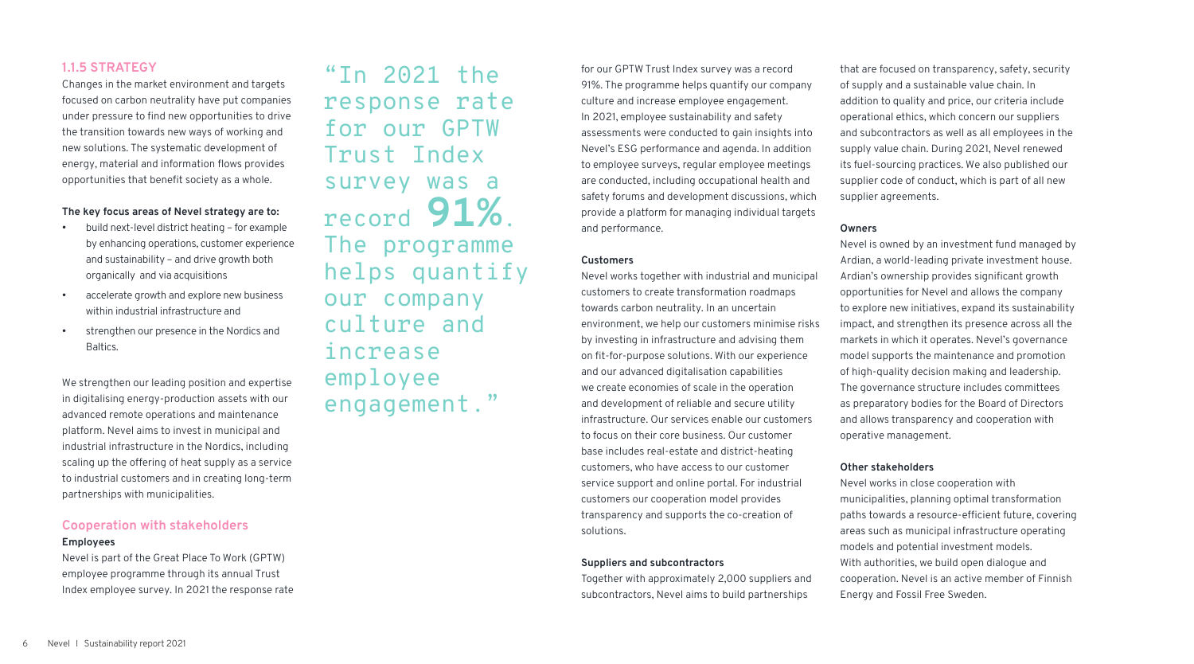### 1.1.5 STRATEGY

Changes in the market environment and targets focused on carbon neutrality have put companies under pressure to find new opportunities to drive the transition towards new ways of working and new solutions. The systematic development of energy, material and information flows provides opportunities that benefit society as a whole.

**The key focus areas of Nevel strategy are to:**

- build next-level district heating – for example by enhancing operations, customer experience and sustainability – and drive growth both organically and via acquisitions
- accelerate growth and explore new business within industrial infrastructure and
- strengthen our presence in the Nordics and Baltics.

We strengthen our leading position and expertise in digitalising energy-production assets with our advanced remote operations and maintenance platform. Nevel aims to invest in municipal and industrial infrastructure in the Nordics, including scaling up the offering of heat supply as a service to industrial customers and in creating long-term partnerships with municipalities.

### Cooperation with stakeholders

**Employees**

Nevel is part of the Great Place To Work (GPTW) employee programme through its annual Trust Index employee survey. In 2021 the response rate for our GPTW Trust Index survey was a record 91%. The programme helps quantify our company culture and increase employee engagement. In 2021, employee sustainability and safety assessments were conducted to gain insights into Nevel's ESG performance and agenda. In addition to employee surveys, regular employee meetings are conducted, including occupational health and safety forums and development discussions, which provide a platform for managing individual targets and performance.

> "In 2021 the response rate for our GPTW Trust Index survey was a record **91%**. The programme helps quantify our company culture and increase employee engagement."

**Customers**

Nevel works together with industrial and municipal customers to create transformation roadmaps towards carbon neutrality. In an uncertain environment, we help our customers minimise risks by investing in infrastructure and advising them on fit-for-purpose solutions. With our experience and our advanced digitalisation capabilities we create economies of scale in the operation and development of reliable and secure utility infrastructure. Our services enable our customers to focus on their core business. Our customer base includes real-estate and district-heating customers, who have access to our customer service support and online portal. For industrial customers our cooperation model provides transparency and supports the co-creation of solutions.

**Suppliers and subcontractors**

Together with approximately 2,000 suppliers and subcontractors, Nevel aims to build partnerships that are focused on transparency, safety, security of supply and a sustainable value chain. In addition to quality and price, our criteria include operational ethics, which concern our suppliers and subcontractors as well as all employees in the supply value chain. During 2021, Nevel renewed its fuel-sourcing practices. We also published our supplier code of conduct, which is part of all new supplier agreements.

**Owners**

Nevel is owned by an investment fund managed by Ardian, a world-leading private investment house. Ardian's ownership provides significant growth opportunities for Nevel and allows the company to explore new initiatives, expand its sustainability impact, and strengthen its presence across all the markets in which it operates. Nevel's governance model supports the maintenance and promotion of high-quality decision making and leadership. The governance structure includes committees as preparatory bodies for the Board of Directors and allows transparency and cooperation with operative management.

**Other stakeholders**

Nevel works in close cooperation with municipalities, planning optimal transformation paths towards a resource-efficient future, covering areas such as municipal infrastructure operating models and potential investment models. With authorities, we build open dialogue and cooperation. Nevel is an active member of Finnish Energy and Fossil Free Sweden.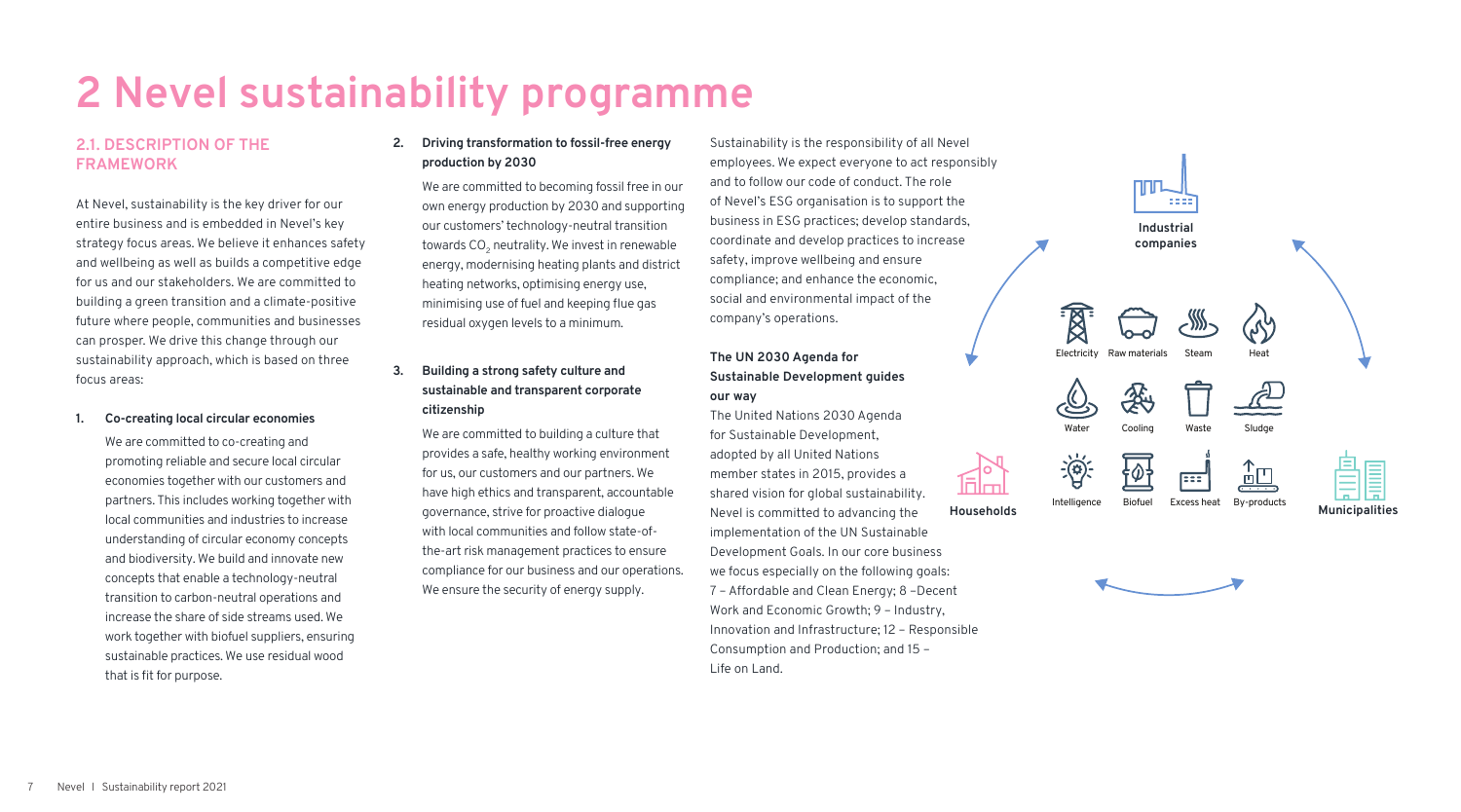# 2 Nevel sustainability programme

## 2.1. DESCRIPTION OF THE FRAMEWORK

At Nevel, sustainability is the key driver for our entire business and is embedded in Nevel's key strategy focus areas. We believe it enhances safety and wellbeing as well as builds a competitive edge for us and our stakeholders. We are committed to building a green transition and a climate-positive future where people, communities and businesses can prosper. We drive this change through our sustainability approach, which is based on three focus areas:

1. **Co-creating local circular economies**

   We are committed to co-creating and promoting reliable and secure local circular economies together with our customers and partners. This includes working together with local communities and industries to increase understanding of circular economy concepts and biodiversity. We build and innovate new concepts that enable a technology-neutral transition to carbon-neutral operations and increase the share of side streams used. We work together with biofuel suppliers, ensuring sustainable practices. We use residual wood that is fit for purpose.

2. **Driving transformation to fossil-free energy production by 2030**

   We are committed to becoming fossil free in our own energy production by 2030 and supporting our customers' technology-neutral transition towards $CO_2$ neutrality. We invest in renewable energy, modernising heating plants and district heating networks, optimising energy use, minimising use of fuel and keeping flue gas residual oxygen levels to a minimum.

3. **Building a strong safety culture and sustainable and transparent corporate citizenship**

   We are committed to building a culture that provides a safe, healthy working environment for us, our customers and our partners. We have high ethics and transparent, accountable governance, strive for proactive dialogue with local communities and follow state-of-the-art risk management practices to ensure compliance for our business and our operations. We ensure the security of energy supply.

Sustainability is the responsibility of all Nevel employees. We expect everyone to act responsibly and to follow our code of conduct. The role of Nevel's ESG organisation is to support the business in ESG practices; develop standards, coordinate and develop practices to increase safety, improve wellbeing and ensure compliance; and enhance the economic, social and environmental impact of the company's operations.

**The UN 2030 Agenda for Sustainable Development guides our way**

The United Nations 2030 Agenda for Sustainable Development, adopted by all United Nations member states in 2015, provides a shared vision for global sustainability. Nevel is committed to advancing the implementation of the UN Sustainable Development Goals. In our core business we focus especially on the following goals: 7 – Affordable and Clean Energy; 8 –Decent Work and Economic Growth; 9 – Industry, Innovation and Infrastructure; 12 – Responsible Consumption and Production; and 15 – Life on Land.

Industrial companies

Electricity | Raw materials | Steam | Heat
Water | Cooling | Waste | Sludge
Intelligence | Biofuel | Excess heat | By-products

Households

Municipalities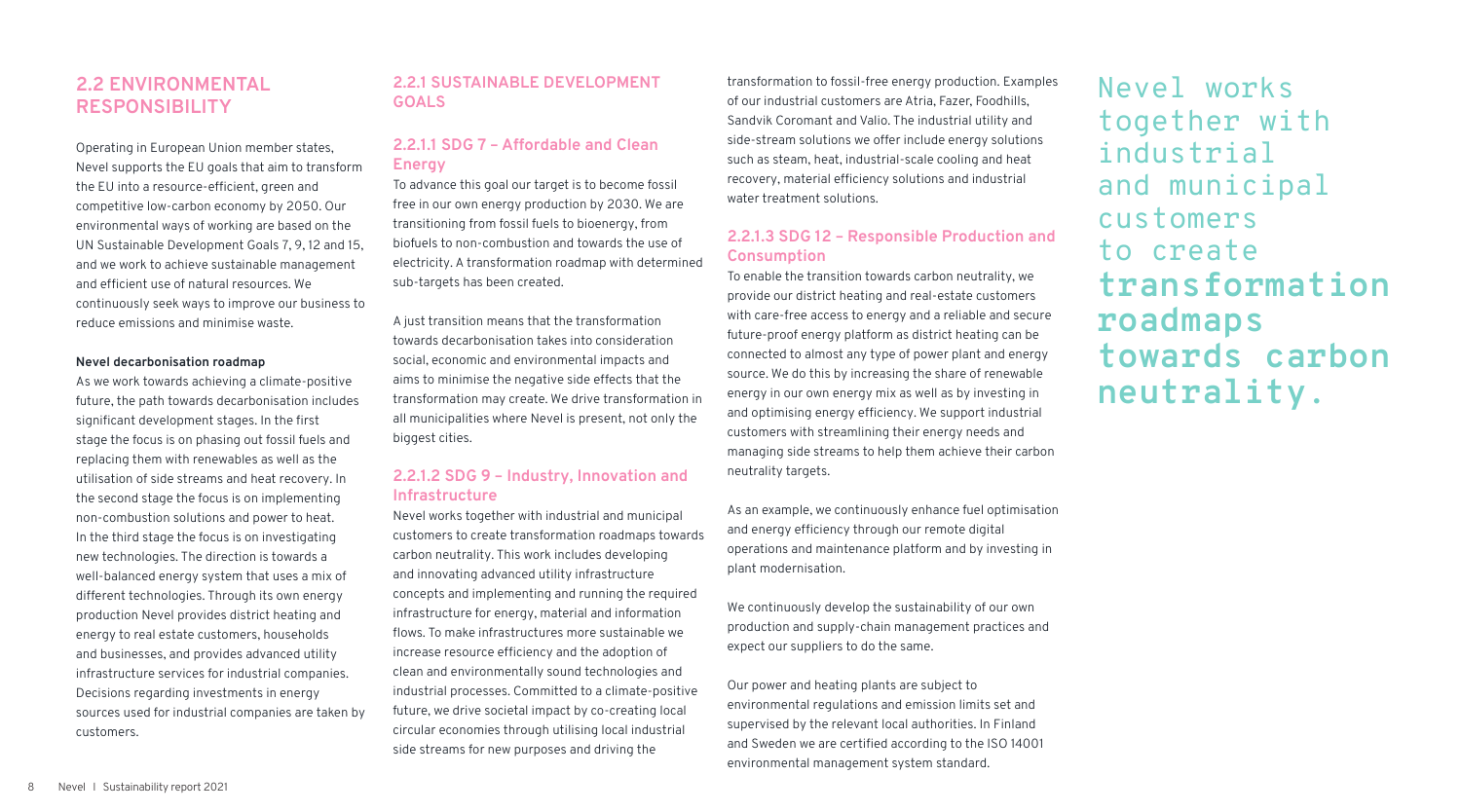## 2.2 ENVIRONMENTAL RESPONSIBILITY

Operating in European Union member states, Nevel supports the EU goals that aim to transform the EU into a resource-efficient, green and competitive low-carbon economy by 2050. Our environmental ways of working are based on the UN Sustainable Development Goals 7, 9, 12 and 15, and we work to achieve sustainable management and efficient use of natural resources. We continuously seek ways to improve our business to reduce emissions and minimise waste.

**Nevel decarbonisation roadmap**

As we work towards achieving a climate-positive future, the path towards decarbonisation includes significant development stages. In the first stage the focus is on phasing out fossil fuels and replacing them with renewables as well as the utilisation of side streams and heat recovery. In the second stage the focus is on implementing non-combustion solutions and power to heat. In the third stage the focus is on investigating new technologies. The direction is towards a well-balanced energy system that uses a mix of different technologies. Through its own energy production Nevel provides district heating and energy to real estate customers, households and businesses, and provides advanced utility infrastructure services for industrial companies. Decisions regarding investments in energy sources used for industrial companies are taken by customers.

### 2.2.1 SUSTAINABLE DEVELOPMENT GOALS

#### 2.2.1.1 SDG 7 – Affordable and Clean Energy

To advance this goal our target is to become fossil free in our own energy production by 2030. We are transitioning from fossil fuels to bioenergy, from biofuels to non-combustion and towards the use of electricity. A transformation roadmap with determined sub-targets has been created.

A just transition means that the transformation towards decarbonisation takes into consideration social, economic and environmental impacts and aims to minimise the negative side effects that the transformation may create. We drive transformation in all municipalities where Nevel is present, not only the biggest cities.

#### 2.2.1.2 SDG 9 – Industry, Innovation and Infrastructure

Nevel works together with industrial and municipal customers to create transformation roadmaps towards carbon neutrality. This work includes developing and innovating advanced utility infrastructure concepts and implementing and running the required infrastructure for energy, material and information flows. To make infrastructures more sustainable we increase resource efficiency and the adoption of clean and environmentally sound technologies and industrial processes. Committed to a climate-positive future, we drive societal impact by co-creating local circular economies through utilising local industrial side streams for new purposes and driving the transformation to fossil-free energy production. Examples of our industrial customers are Atria, Fazer, Foodhills, Sandvik Coromant and Valio. The industrial utility and side-stream solutions we offer include energy solutions such as steam, heat, industrial-scale cooling and heat recovery, material efficiency solutions and industrial water treatment solutions.

#### 2.2.1.3 SDG 12 – Responsible Production and Consumption

To enable the transition towards carbon neutrality, we provide our district heating and real-estate customers with care-free access to energy and a reliable and secure future-proof energy platform as district heating can be connected to almost any type of power plant and energy source. We do this by increasing the share of renewable energy in our own energy mix as well as by investing in and optimising energy efficiency. We support industrial customers with streamlining their energy needs and managing side streams to help them achieve their carbon neutrality targets.

As an example, we continuously enhance fuel optimisation and energy efficiency through our remote digital operations and maintenance platform and by investing in plant modernisation.

We continuously develop the sustainability of our own production and supply-chain management practices and expect our suppliers to do the same.

Our power and heating plants are subject to environmental regulations and emission limits set and supervised by the relevant local authorities. In Finland and Sweden we are certified according to the ISO 14001 environmental management system standard.

> Nevel works together with industrial and municipal customers to create **transformation roadmaps towards carbon neutrality.**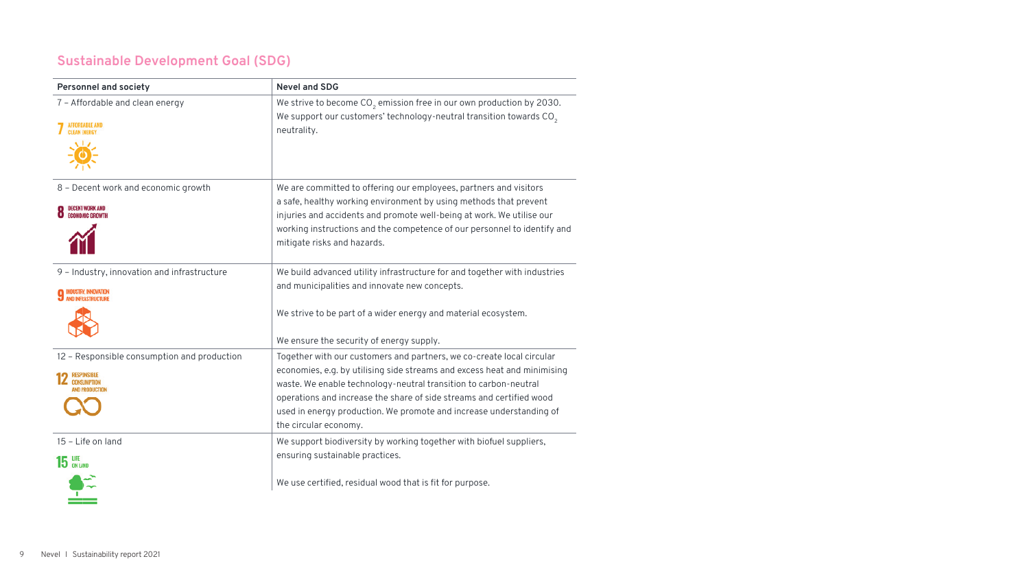## Sustainable Development Goal (SDG)

| Personnel and society | Nevel and SDG |
| --- | --- |
| 7 – Affordable and clean energy | We strive to become $CO_2$ emission free in our own production by 2030. We support our customers' technology-neutral transition towards $CO_2$ neutrality. |
| 8 – Decent work and economic growth | We are committed to offering our employees, partners and visitors a safe, healthy working environment by using methods that prevent injuries and accidents and promote well-being at work. We utilise our working instructions and the competence of our personnel to identify and mitigate risks and hazards. |
| 9 – Industry, innovation and infrastructure | We build advanced utility infrastructure for and together with industries and municipalities and innovate new concepts.<br><br>We strive to be part of a wider energy and material ecosystem.<br><br>We ensure the security of energy supply. |
| 12 – Responsible consumption and production | Together with our customers and partners, we co-create local circular economies, e.g. by utilising side streams and excess heat and minimising waste. We enable technology-neutral transition to carbon-neutral operations and increase the share of side streams and certified wood used in energy production. We promote and increase understanding of the circular economy. |
| 15 – Life on land | We support biodiversity by working together with biofuel suppliers, ensuring sustainable practices.<br><br>We use certified, residual wood that is fit for purpose. |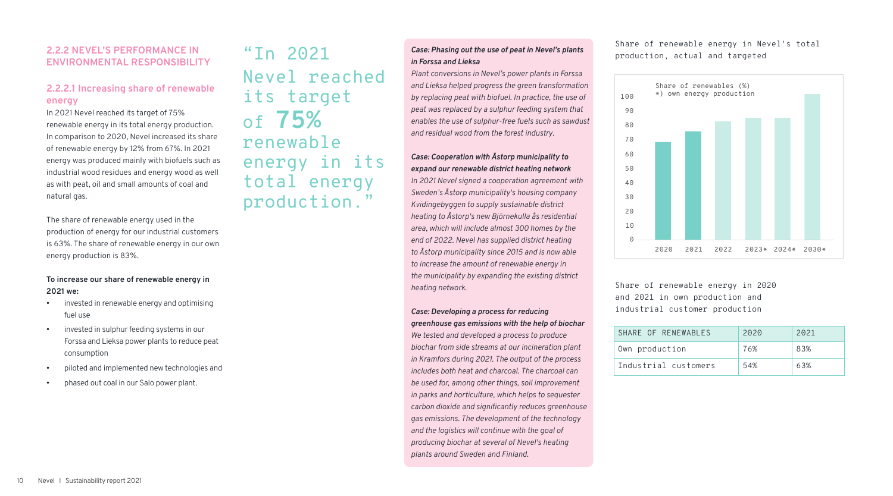## 2.2.2 NEVEL'S PERFORMANCE IN ENVIRONMENTAL RESPONSIBILITY

### 2.2.2.1 Increasing share of renewable energy

In 2021 Nevel reached its target of 75% renewable energy in its total energy production. In comparison to 2020, Nevel increased its share of renewable energy by 12% from 67%. In 2021 energy was produced mainly with biofuels such as industrial wood residues and energy wood as well as with peat, oil and small amounts of coal and natural gas.

The share of renewable energy used in the production of energy for our industrial customers is 63%. The share of renewable energy in our own energy production is 83%.

**To increase our share of renewable energy in 2021 we:**

- invested in renewable energy and optimising fuel use
- invested in sulphur feeding systems in our Forssa and Lieksa power plants to reduce peat consumption
- piloted and implemented new technologies and
- phased out coal in our Salo power plant.

"In 2021 Nevel reached its target of **75%** renewable energy in its total energy production."

***Case: Phasing out the use of peat in Nevel's plants in Forssa and Lieksa***

*Plant conversions in Nevel's power plants in Forssa and Lieksa helped progress the green transformation by replacing peat with biofuel. In practice, the use of peat was replaced by a sulphur feeding system that enables the use of sulphur-free fuels such as sawdust and residual wood from the forest industry.*

***Case: Cooperation with Åstorp municipality to expand our renewable district heating network***

*In 2021 Nevel signed a cooperation agreement with Sweden's Åstorp municipality's housing company Kvidingebyggen to supply sustainable district heating to Åstorp's new Björnekulla ås residential area, which will include almost 300 homes by the end of 2022. Nevel has supplied district heating to Åstorp municipality since 2015 and is now able to increase the amount of renewable energy in the municipality by expanding the existing district heating network.*

***Case: Developing a process for reducing greenhouse gas emissions with the help of biochar***

*We tested and developed a process to produce biochar from side streams at our incineration plant in Kramfors during 2021. The output of the process includes both heat and charcoal. The charcoal can be used for, among other things, soil improvement in parks and horticulture, which helps to sequester carbon dioxide and significantly reduces greenhouse gas emissions. The development of the technology and the logistics will continue with the goal of producing biochar at several of Nevel's heating plants around Sweden and Finland.*

Share of renewable energy in Nevel's total production, actual and targeted

Share of renewables (%)
*) own energy production

| Year | Share of renewables (%) |
|---|---|
| 2020 | 67 |
| 2021 | 75 |
| 2022 | 83 |
| 2023* | 85 |
| 2024* | 85 |
| 2030* | 100 |

Share of renewable energy in 2020 and 2021 in own production and industrial customer production

| SHARE OF RENEWABLES | 2020 | 2021 |
|---|---|---|
| Own production | 76% | 83% |
| Industrial customers | 54% | 63% |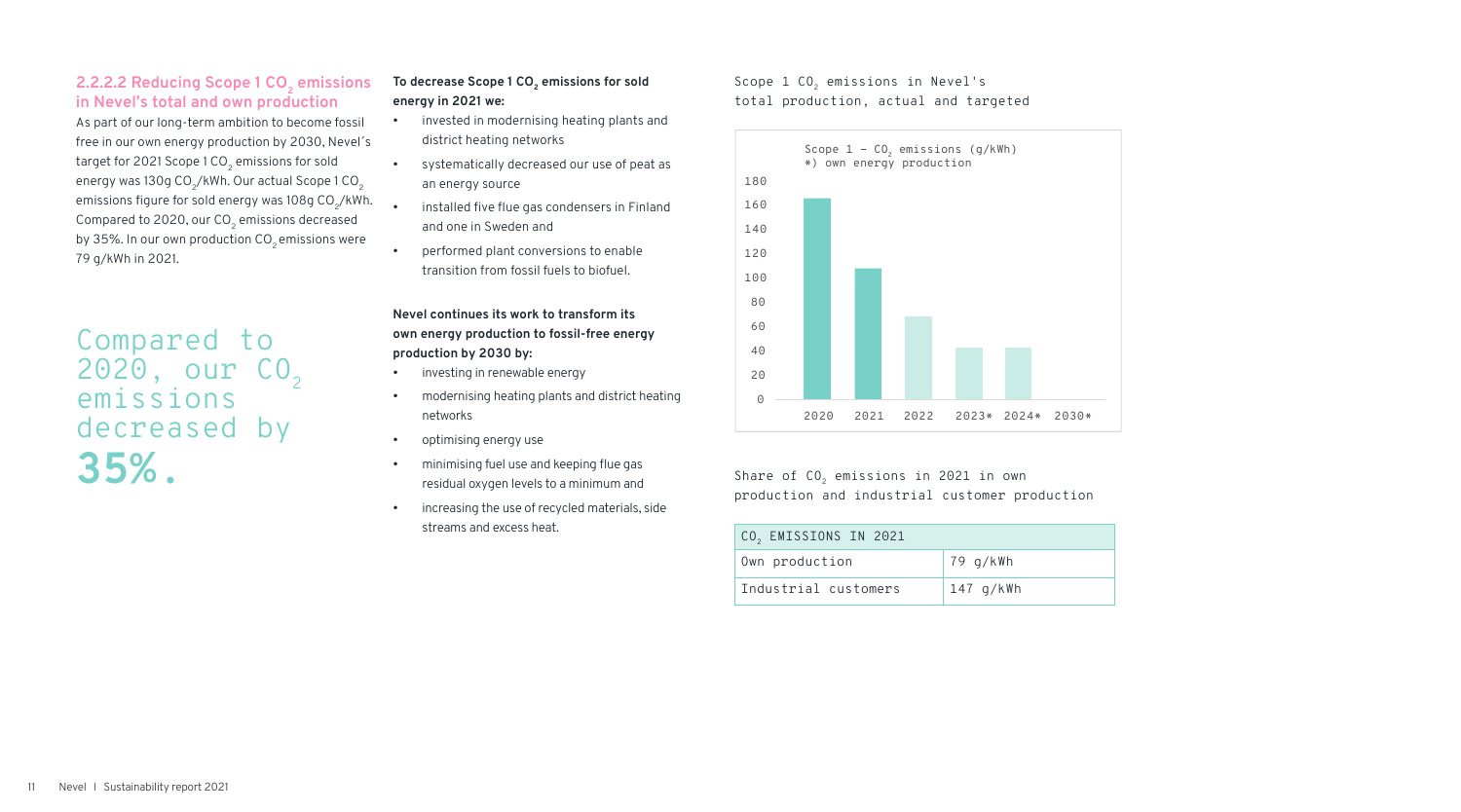### 2.2.2.2 Reducing Scope 1 $CO_2$ emissions in Nevel's total and own production

As part of our long-term ambition to become fossil free in our own energy production by 2030, Nevel´s target for 2021 Scope 1 $CO_2$ emissions for sold energy was 130g $CO_2$/kWh. Our actual Scope 1 $CO_2$ emissions figure for sold energy was 108g $CO_2$/kWh. Compared to 2020, our $CO_2$ emissions decreased by 35%. In our own production $CO_2$ emissions were 79 g/kWh in 2021.

Compared to 2020, our $CO_2$ emissions decreased by **35%.**

**To decrease Scope 1 $CO_2$ emissions for sold energy in 2021 we:**

- invested in modernising heating plants and district heating networks
- systematically decreased our use of peat as an energy source
- installed five flue gas condensers in Finland and one in Sweden and
- performed plant conversions to enable transition from fossil fuels to biofuel.

**Nevel continues its work to transform its own energy production to fossil-free energy production by 2030 by:**

- investing in renewable energy
- modernising heating plants and district heating networks
- optimising energy use
- minimising fuel use and keeping flue gas residual oxygen levels to a minimum and
- increasing the use of recycled materials, side streams and excess heat.

Scope 1 $CO_2$ emissions in Nevel's total production, actual and targeted

Scope 1 – $CO_2$ emissions (g/kWh)
*) own energy production

| Year | Scope 1 – $CO_2$ emissions (g/kWh) |
|---|---|
| 2020 | ~165 |
| 2021 | ~108 |
| 2022 | ~68 |
| 2023* | ~42 |
| 2024* | ~42 |
| 2030* | 0 |

Share of $CO_2$ emissions in 2021 in own production and industrial customer production

| $CO_2$ EMISSIONS IN 2021 | |
|---|---|
| Own production | 79 g/kWh |
| Industrial customers | 147 g/kWh |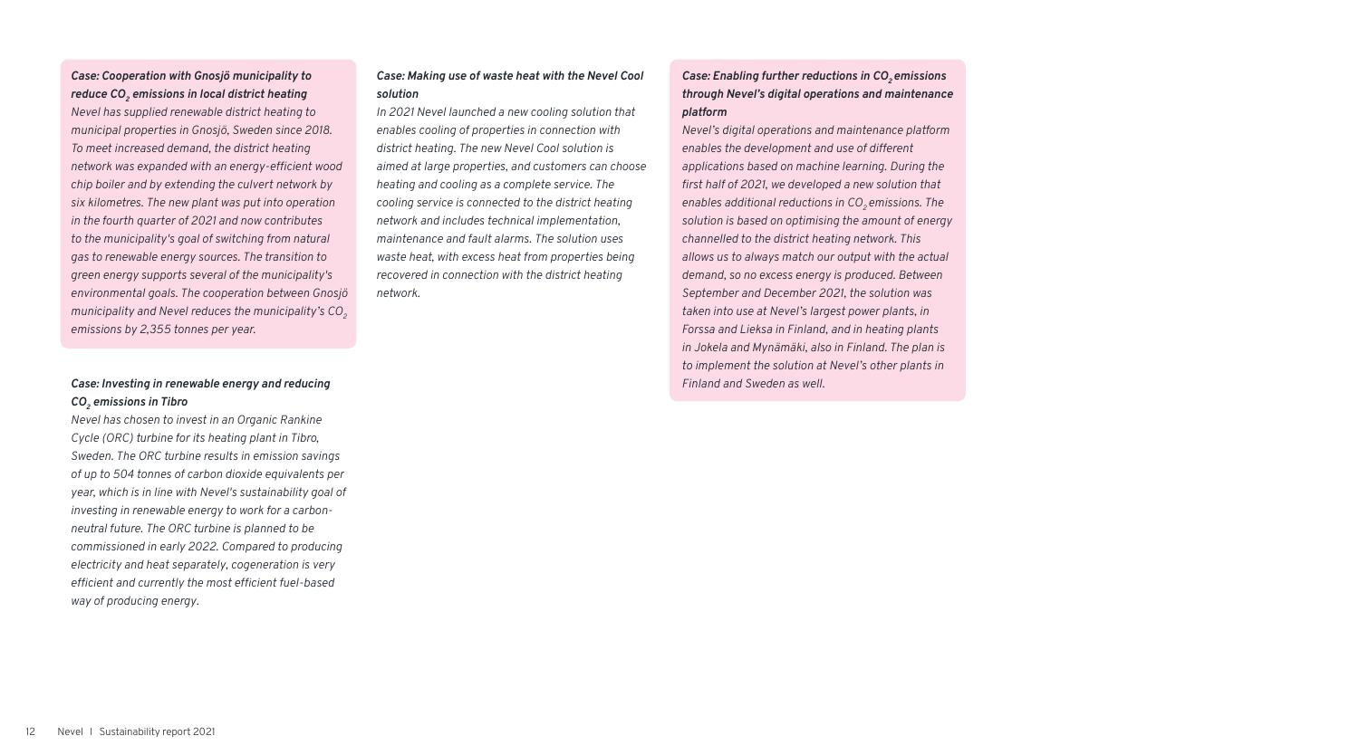***Case: Cooperation with Gnosjö municipality to reduce $CO_2$ emissions in local district heating***

*Nevel has supplied renewable district heating to municipal properties in Gnosjö, Sweden since 2018. To meet increased demand, the district heating network was expanded with an energy-efficient wood chip boiler and by extending the culvert network by six kilometres. The new plant was put into operation in the fourth quarter of 2021 and now contributes to the municipality's goal of switching from natural gas to renewable energy sources. The transition to green energy supports several of the municipality's environmental goals. The cooperation between Gnosjö municipality and Nevel reduces the municipality's $CO_2$ emissions by 2,355 tonnes per year.*

***Case: Investing in renewable energy and reducing $CO_2$ emissions in Tibro***

*Nevel has chosen to invest in an Organic Rankine Cycle (ORC) turbine for its heating plant in Tibro, Sweden. The ORC turbine results in emission savings of up to 504 tonnes of carbon dioxide equivalents per year, which is in line with Nevel's sustainability goal of investing in renewable energy to work for a carbon-neutral future. The ORC turbine is planned to be commissioned in early 2022. Compared to producing electricity and heat separately, cogeneration is very efficient and currently the most efficient fuel-based way of producing energy.*

***Case: Making use of waste heat with the Nevel Cool solution***

*In 2021 Nevel launched a new cooling solution that enables cooling of properties in connection with district heating. The new Nevel Cool solution is aimed at large properties, and customers can choose heating and cooling as a complete service. The cooling service is connected to the district heating network and includes technical implementation, maintenance and fault alarms. The solution uses waste heat, with excess heat from properties being recovered in connection with the district heating network.*

***Case: Enabling further reductions in $CO_2$ emissions through Nevel's digital operations and maintenance platform***

*Nevel's digital operations and maintenance platform enables the development and use of different applications based on machine learning. During the first half of 2021, we developed a new solution that enables additional reductions in $CO_2$ emissions. The solution is based on optimising the amount of energy channelled to the district heating network. This allows us to always match our output with the actual demand, so no excess energy is produced. Between September and December 2021, the solution was taken into use at Nevel's largest power plants, in Forssa and Lieksa in Finland, and in heating plants in Jokela and Mynämäki, also in Finland. The plan is to implement the solution at Nevel's other plants in Finland and Sweden as well.*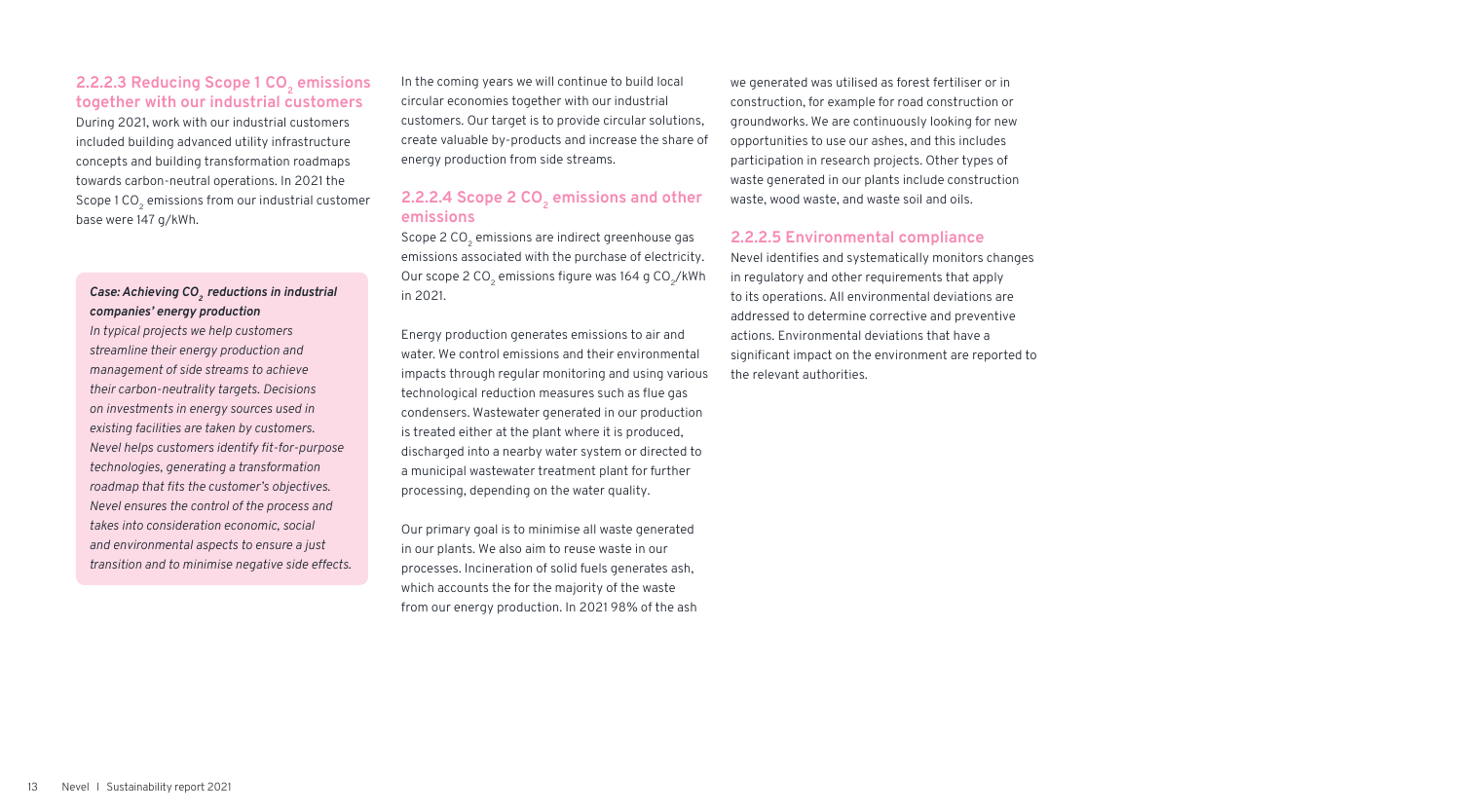### 2.2.2.3 Reducing Scope 1 $CO_2$ emissions together with our industrial customers

During 2021, work with our industrial customers included building advanced utility infrastructure concepts and building transformation roadmaps towards carbon-neutral operations. In 2021 the Scope 1 $CO_2$ emissions from our industrial customer base were 147 g/kWh.

> ***Case: Achieving $CO_2$ reductions in industrial companies' energy production***
>
> *In typical projects we help customers streamline their energy production and management of side streams to achieve their carbon-neutrality targets. Decisions on investments in energy sources used in existing facilities are taken by customers. Nevel helps customers identify fit-for-purpose technologies, generating a transformation roadmap that fits the customer's objectives. Nevel ensures the control of the process and takes into consideration economic, social and environmental aspects to ensure a just transition and to minimise negative side effects.*

In the coming years we will continue to build local circular economies together with our industrial customers. Our target is to provide circular solutions, create valuable by-products and increase the share of energy production from side streams.

### 2.2.2.4 Scope 2 $CO_2$ emissions and other emissions

Scope 2 $CO_2$ emissions are indirect greenhouse gas emissions associated with the purchase of electricity. Our scope 2 $CO_2$ emissions figure was 164 g $CO_2$/kWh in 2021.

Energy production generates emissions to air and water. We control emissions and their environmental impacts through regular monitoring and using various technological reduction measures such as flue gas condensers. Wastewater generated in our production is treated either at the plant where it is produced, discharged into a nearby water system or directed to a municipal wastewater treatment plant for further processing, depending on the water quality.

Our primary goal is to minimise all waste generated in our plants. We also aim to reuse waste in our processes. Incineration of solid fuels generates ash, which accounts the for the majority of the waste from our energy production. In 2021 98% of the ash we generated was utilised as forest fertiliser or in construction, for example for road construction or groundworks. We are continuously looking for new opportunities to use our ashes, and this includes participation in research projects. Other types of waste generated in our plants include construction waste, wood waste, and waste soil and oils.

### 2.2.2.5 Environmental compliance

Nevel identifies and systematically monitors changes in regulatory and other requirements that apply to its operations. All environmental deviations are addressed to determine corrective and preventive actions. Environmental deviations that have a significant impact on the environment are reported to the relevant authorities.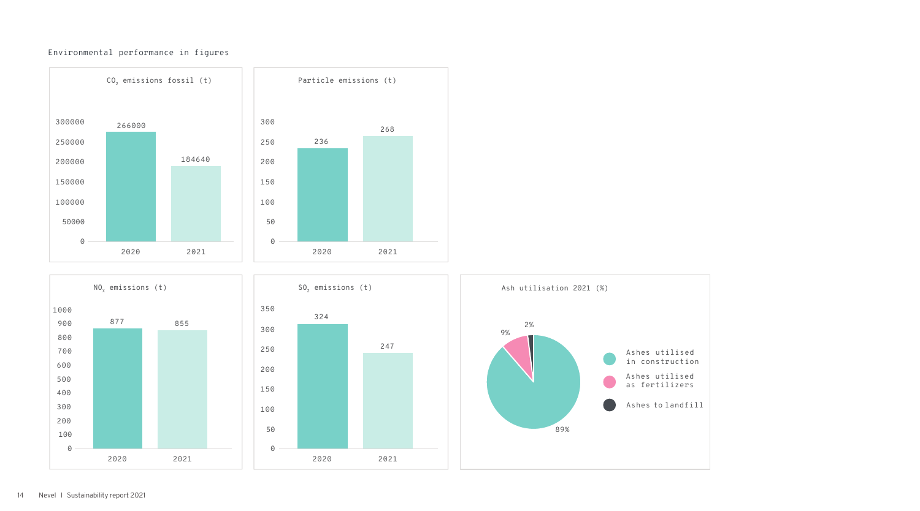## Environmental performance in figures

**$CO_2$ emissions fossil (t)**

| Year | $CO_2$ emissions fossil (t) |
|---|---|
| 2020 | 266000 |
| 2021 | 184640 |

**Particle emissions (t)**

| Year | Particle emissions (t) |
|---|---|
| 2020 | 236 |
| 2021 | 268 |

**$NO_x$ emissions (t)**

| Year | $NO_x$ emissions (t) |
|---|---|
| 2020 | 877 |
| 2021 | 855 |

**$SO_2$ emissions (t)**

| Year | $SO_2$ emissions (t) |
|---|---|
| 2020 | 324 |
| 2021 | 247 |

**Ash utilisation 2021 (%)**

| Category | % |
|---|---|
| Ashes utilised in construction | 89% |
| Ashes utilised as fertilizers | 9% |
| Ashes to landfill | 2% |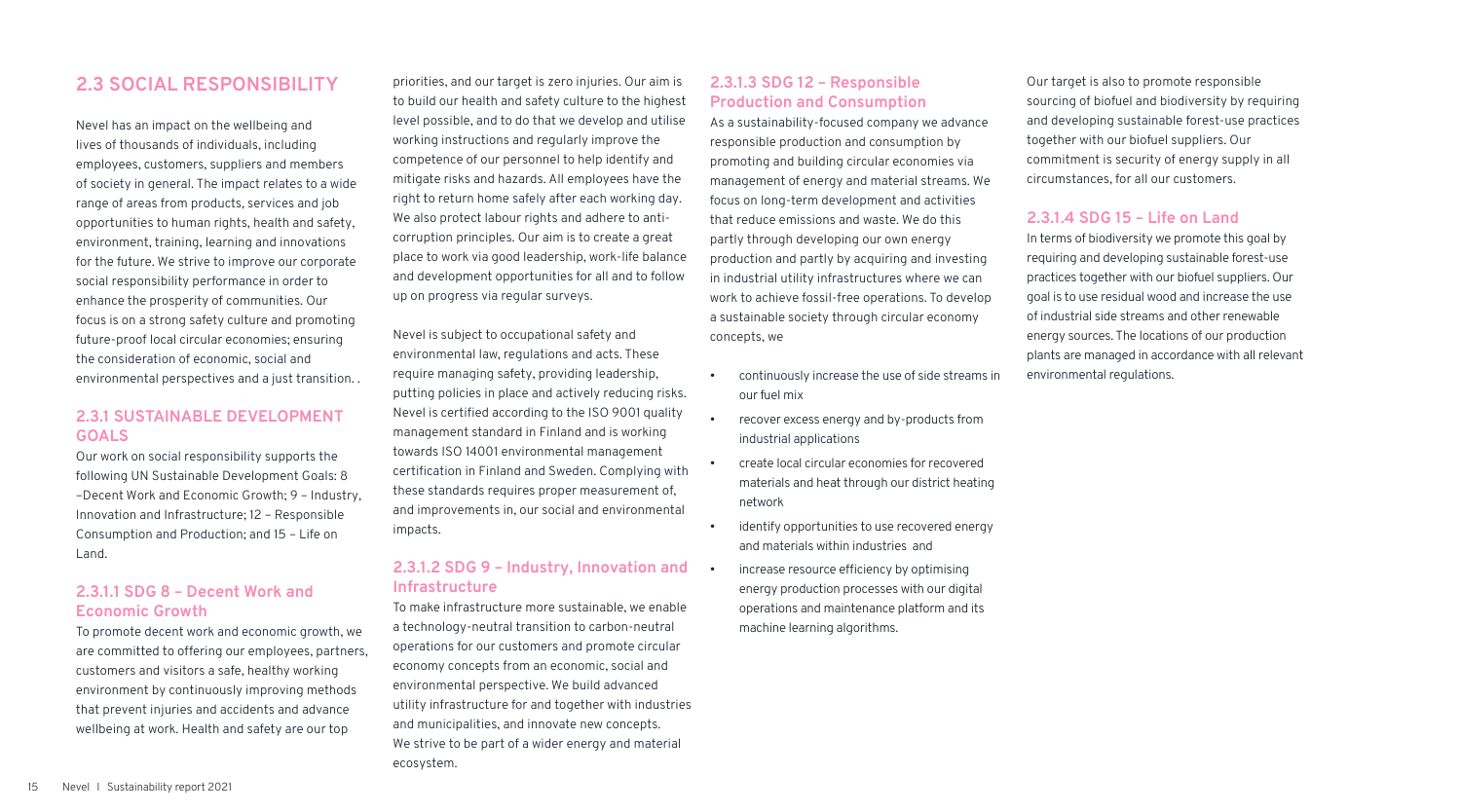## 2.3 SOCIAL RESPONSIBILITY

Nevel has an impact on the wellbeing and lives of thousands of individuals, including employees, customers, suppliers and members of society in general. The impact relates to a wide range of areas from products, services and job opportunities to human rights, health and safety, environment, training, learning and innovations for the future. We strive to improve our corporate social responsibility performance in order to enhance the prosperity of communities. Our focus is on a strong safety culture and promoting future-proof local circular economies; ensuring the consideration of economic, social and environmental perspectives and a just transition. .

### 2.3.1 SUSTAINABLE DEVELOPMENT GOALS

Our work on social responsibility supports the following UN Sustainable Development Goals: 8 –Decent Work and Economic Growth; 9 – Industry, Innovation and Infrastructure; 12 – Responsible Consumption and Production; and 15 – Life on Land.

#### 2.3.1.1 SDG 8 – Decent Work and Economic Growth

To promote decent work and economic growth, we are committed to offering our employees, partners, customers and visitors a safe, healthy working environment by continuously improving methods that prevent injuries and accidents and advance wellbeing at work. Health and safety are our top priorities, and our target is zero injuries. Our aim is to build our health and safety culture to the highest level possible, and to do that we develop and utilise working instructions and regularly improve the competence of our personnel to help identify and mitigate risks and hazards. All employees have the right to return home safely after each working day. We also protect labour rights and adhere to anti-corruption principles. Our aim is to create a great place to work via good leadership, work-life balance and development opportunities for all and to follow up on progress via regular surveys.

Nevel is subject to occupational safety and environmental law, regulations and acts. These require managing safety, providing leadership, putting policies in place and actively reducing risks. Nevel is certified according to the ISO 9001 quality management standard in Finland and is working towards ISO 14001 environmental management certification in Finland and Sweden. Complying with these standards requires proper measurement of, and improvements in, our social and environmental impacts.

#### 2.3.1.2 SDG 9 – Industry, Innovation and Infrastructure

To make infrastructure more sustainable, we enable a technology-neutral transition to carbon-neutral operations for our customers and promote circular economy concepts from an economic, social and environmental perspective. We build advanced utility infrastructure for and together with industries and municipalities, and innovate new concepts. We strive to be part of a wider energy and material ecosystem.

#### 2.3.1.3 SDG 12 – Responsible Production and Consumption

As a sustainability-focused company we advance responsible production and consumption by promoting and building circular economies via management of energy and material streams. We focus on long-term development and activities that reduce emissions and waste. We do this partly through developing our own energy production and partly by acquiring and investing in industrial utility infrastructures where we can work to achieve fossil-free operations. To develop a sustainable society through circular economy concepts, we

- continuously increase the use of side streams in our fuel mix
- recover excess energy and by-products from industrial applications
- create local circular economies for recovered materials and heat through our district heating network
- identify opportunities to use recovered energy and materials within industries and
- increase resource efficiency by optimising energy production processes with our digital operations and maintenance platform and its machine learning algorithms.

Our target is also to promote responsible sourcing of biofuel and biodiversity by requiring and developing sustainable forest-use practices together with our biofuel suppliers. Our commitment is security of energy supply in all circumstances, for all our customers.

#### 2.3.1.4 SDG 15 – Life on Land

In terms of biodiversity we promote this goal by requiring and developing sustainable forest-use practices together with our biofuel suppliers. Our goal is to use residual wood and increase the use of industrial side streams and other renewable energy sources. The locations of our production plants are managed in accordance with all relevant environmental regulations.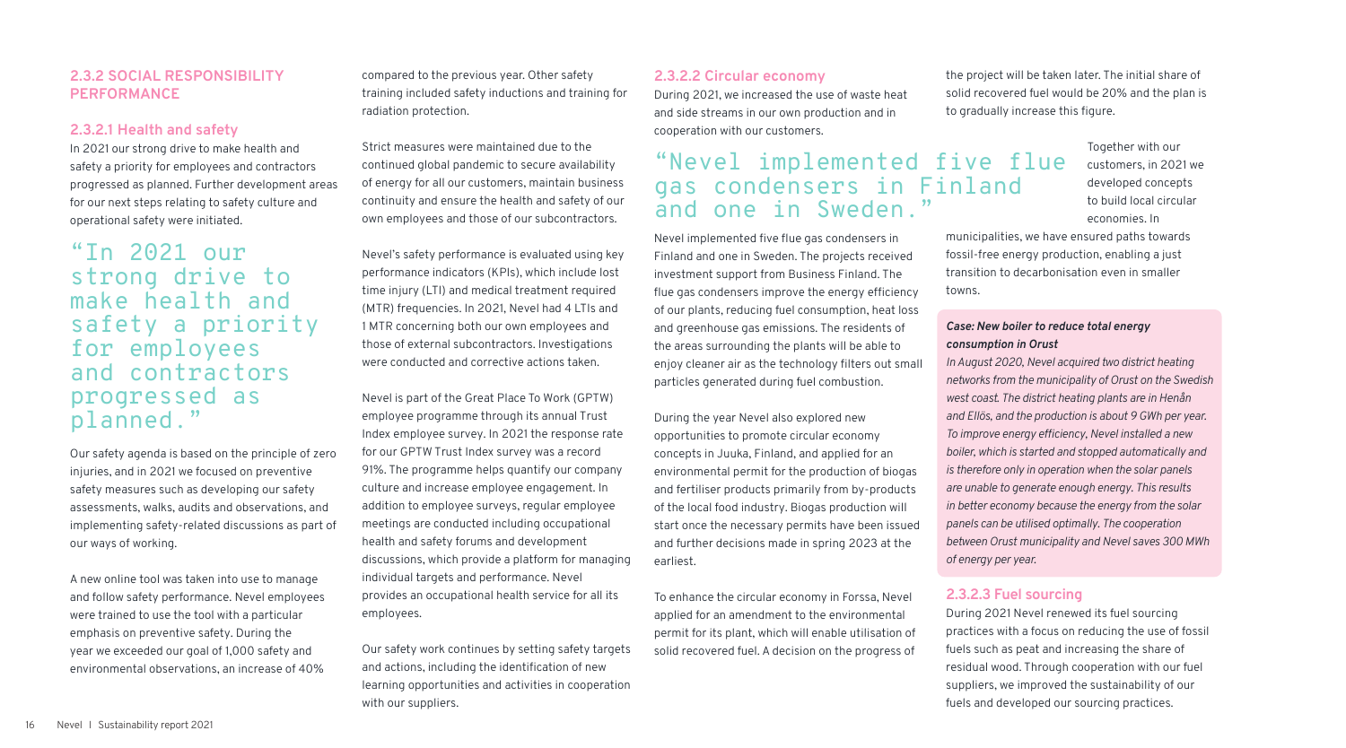## 2.3.2 SOCIAL RESPONSIBILITY PERFORMANCE

### 2.3.2.1 Health and safety

In 2021 our strong drive to make health and safety a priority for employees and contractors progressed as planned. Further development areas for our next steps relating to safety culture and operational safety were initiated.

> "In 2021 our strong drive to make health and safety a priority for employees and contractors progressed as planned."

Our safety agenda is based on the principle of zero injuries, and in 2021 we focused on preventive safety measures such as developing our safety assessments, walks, audits and observations, and implementing safety-related discussions as part of our ways of working.

A new online tool was taken into use to manage and follow safety performance. Nevel employees were trained to use the tool with a particular emphasis on preventive safety. During the year we exceeded our goal of 1,000 safety and environmental observations, an increase of 40% compared to the previous year. Other safety training included safety inductions and training for radiation protection.

Strict measures were maintained due to the continued global pandemic to secure availability of energy for all our customers, maintain business continuity and ensure the health and safety of our own employees and those of our subcontractors.

Nevel's safety performance is evaluated using key performance indicators (KPIs), which include lost time injury (LTI) and medical treatment required (MTR) frequencies. In 2021, Nevel had 4 LTIs and 1 MTR concerning both our own employees and those of external subcontractors. Investigations were conducted and corrective actions taken.

Nevel is part of the Great Place To Work (GPTW) employee programme through its annual Trust Index employee survey. In 2021 the response rate for our GPTW Trust Index survey was a record 91%. The programme helps quantify our company culture and increase employee engagement. In addition to employee surveys, regular employee meetings are conducted including occupational health and safety forums and development discussions, which provide a platform for managing individual targets and performance. Nevel provides an occupational health service for all its employees.

Our safety work continues by setting safety targets and actions, including the identification of new learning opportunities and activities in cooperation with our suppliers.

### 2.3.2.2 Circular economy

During 2021, we increased the use of waste heat and side streams in our own production and in cooperation with our customers.

> "Nevel implemented five flue gas condensers in Finland and one in Sweden."

Nevel implemented five flue gas condensers in Finland and one in Sweden. The projects received investment support from Business Finland. The flue gas condensers improve the energy efficiency of our plants, reducing fuel consumption, heat loss and greenhouse gas emissions. The residents of the areas surrounding the plants will be able to enjoy cleaner air as the technology filters out small particles generated during fuel combustion.

During the year Nevel also explored new opportunities to promote circular economy concepts in Juuka, Finland, and applied for an environmental permit for the production of biogas and fertiliser products primarily from by-products of the local food industry. Biogas production will start once the necessary permits have been issued and further decisions made in spring 2023 at the earliest.

To enhance the circular economy in Forssa, Nevel applied for an amendment to the environmental permit for its plant, which will enable utilisation of solid recovered fuel. A decision on the progress of the project will be taken later. The initial share of solid recovered fuel would be 20% and the plan is to gradually increase this figure.

Together with our customers, in 2021 we developed concepts to build local circular economies. In municipalities, we have ensured paths towards fossil-free energy production, enabling a just transition to decarbonisation even in smaller towns.

***Case: New boiler to reduce total energy consumption in Orust***

*In August 2020, Nevel acquired two district heating networks from the municipality of Orust on the Swedish west coast. The district heating plants are in Henån and Ellös, and the production is about 9 GWh per year. To improve energy efficiency, Nevel installed a new boiler, which is started and stopped automatically and is therefore only in operation when the solar panels are unable to generate enough energy. This results in better economy because the energy from the solar panels can be utilised optimally. The cooperation between Orust municipality and Nevel saves 300 MWh of energy per year.*

### 2.3.2.3 Fuel sourcing

During 2021 Nevel renewed its fuel sourcing practices with a focus on reducing the use of fossil fuels such as peat and increasing the share of residual wood. Through cooperation with our fuel suppliers, we improved the sustainability of our fuels and developed our sourcing practices.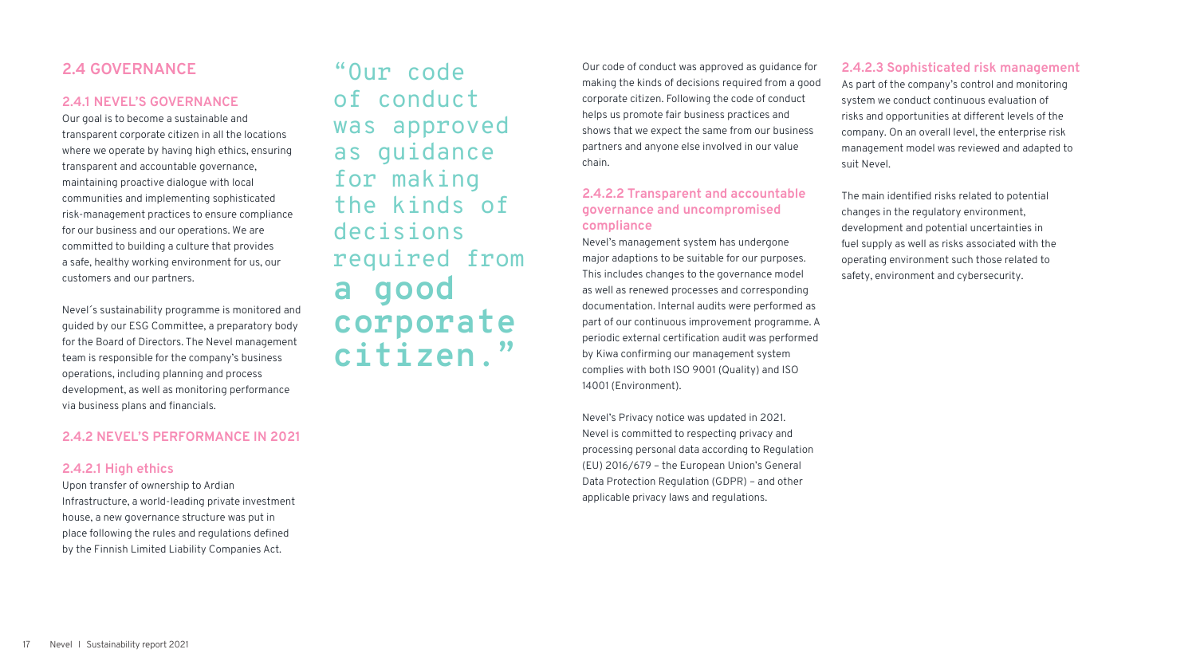## 2.4 GOVERNANCE

### 2.4.1 NEVEL'S GOVERNANCE

Our goal is to become a sustainable and transparent corporate citizen in all the locations where we operate by having high ethics, ensuring transparent and accountable governance, maintaining proactive dialogue with local communities and implementing sophisticated risk-management practices to ensure compliance for our business and our operations. We are committed to building a culture that provides a safe, healthy working environment for us, our customers and our partners.

Nevel´s sustainability programme is monitored and guided by our ESG Committee, a preparatory body for the Board of Directors. The Nevel management team is responsible for the company's business operations, including planning and process development, as well as monitoring performance via business plans and financials.

### 2.4.2 NEVEL'S PERFORMANCE IN 2021

#### 2.4.2.1 High ethics

Upon transfer of ownership to Ardian Infrastructure, a world-leading private investment house, a new governance structure was put in place following the rules and regulations defined by the Finnish Limited Liability Companies Act.

> "Our code of conduct was approved as guidance for making the kinds of decisions required from **a good corporate citizen.**"

Our code of conduct was approved as guidance for making the kinds of decisions required from a good corporate citizen. Following the code of conduct helps us promote fair business practices and shows that we expect the same from our business partners and anyone else involved in our value chain.

#### 2.4.2.2 Transparent and accountable governance and uncompromised compliance

Nevel's management system has undergone major adaptions to be suitable for our purposes. This includes changes to the governance model as well as renewed processes and corresponding documentation. Internal audits were performed as part of our continuous improvement programme. A periodic external certification audit was performed by Kiwa confirming our management system complies with both ISO 9001 (Quality) and ISO 14001 (Environment).

Nevel's Privacy notice was updated in 2021. Nevel is committed to respecting privacy and processing personal data according to Regulation (EU) 2016/679 – the European Union's General Data Protection Regulation (GDPR) – and other applicable privacy laws and regulations.

#### 2.4.2.3 Sophisticated risk management

As part of the company's control and monitoring system we conduct continuous evaluation of risks and opportunities at different levels of the company. On an overall level, the enterprise risk management model was reviewed and adapted to suit Nevel.

The main identified risks related to potential changes in the regulatory environment, development and potential uncertainties in fuel supply as well as risks associated with the operating environment such those related to safety, environment and cybersecurity.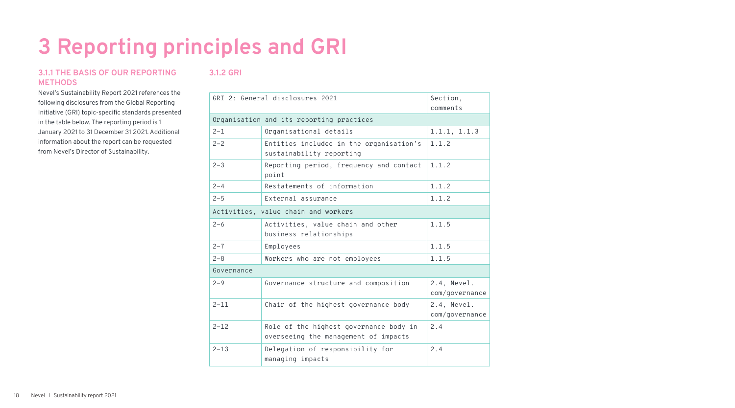# 3 Reporting principles and GRI

### 3.1.1 THE BASIS OF OUR REPORTING METHODS

Nevel's Sustainability Report 2021 references the following disclosures from the Global Reporting Initiative (GRI) topic-specific standards presented in the table below. The reporting period is 1 January 2021 to 31 December 31 2021. Additional information about the report can be requested from Nevel's Director of Sustainability.

### 3.1.2 GRI

| GRI 2: General disclosures 2021 | | Section, comments |
|---|---|---|
| Organisation and its reporting practices | | |
| 2–1 | Organisational details | 1.1.1, 1.1.3 |
| 2–2 | Entities included in the organisation's sustainability reporting | 1.1.2 |
| 2–3 | Reporting period, frequency and contact point | 1.1.2 |
| 2–4 | Restatements of information | 1.1.2 |
| 2–5 | External assurance | 1.1.2 |
| Activities, value chain and workers | | |
| 2–6 | Activities, value chain and other business relationships | 1.1.5 |
| 2–7 | Employees | 1.1.5 |
| 2–8 | Workers who are not employees | 1.1.5 |
| Governance | | |
| 2–9 | Governance structure and composition | 2.4, Nevel.com/governance |
| 2–11 | Chair of the highest governance body | 2.4, Nevel.com/governance |
| 2–12 | Role of the highest governance body in overseeing the management of impacts | 2.4 |
| 2–13 | Delegation of responsibility for managing impacts | 2.4 |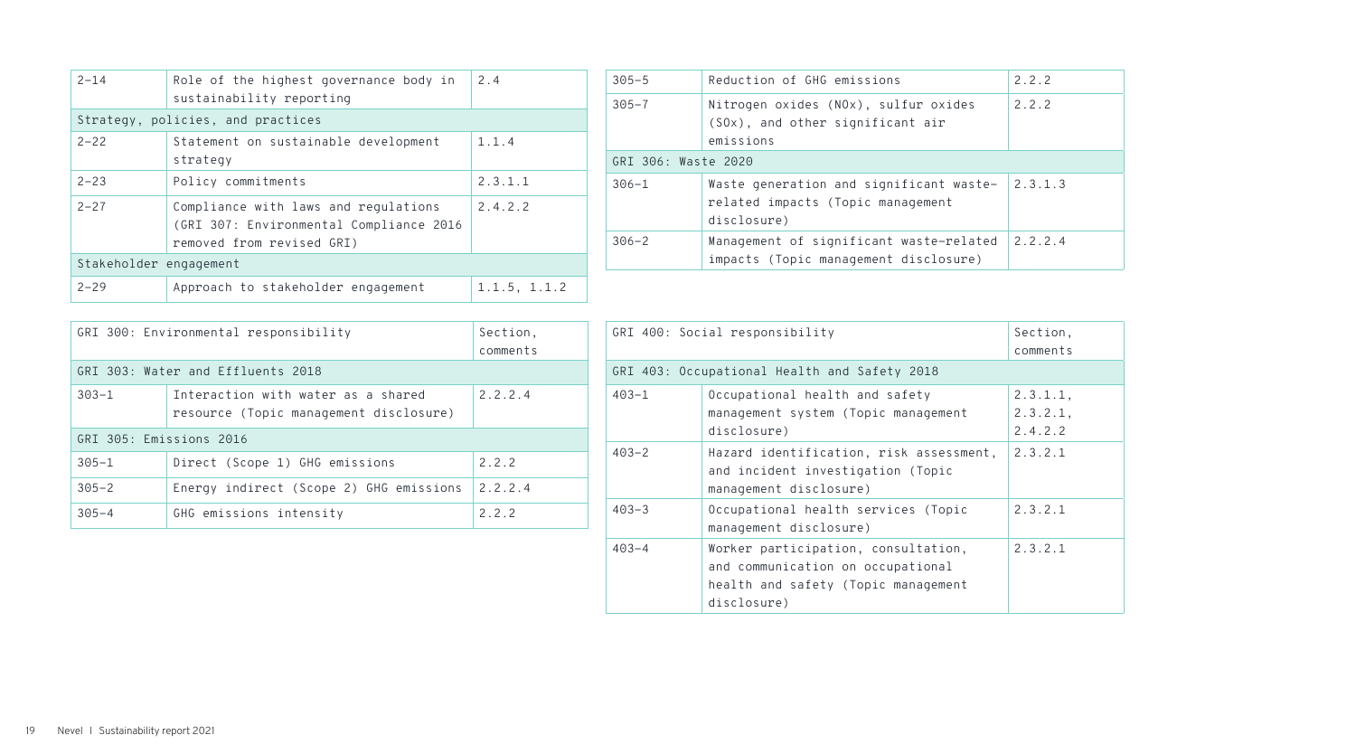| | | |
|---|---|---|
| 2–14 | Role of the highest governance body in sustainability reporting | 2.4 |
| Strategy, policies, and practices | | |
| 2–22 | Statement on sustainable development strategy | 1.1.4 |
| 2–23 | Policy commitments | 2.3.1.1 |
| 2–27 | Compliance with laws and regulations (GRI 307: Environmental Compliance 2016 removed from revised GRI) | 2.4.2.2 |
| Stakeholder engagement | | |
| 2–29 | Approach to stakeholder engagement | 1.1.5, 1.1.2 |

| GRI 300: Environmental responsibility | | Section, comments |
|---|---|---|
| GRI 303: Water and Effluents 2018 | | |
| 303–1 | Interaction with water as a shared resource (Topic management disclosure) | 2.2.2.4 |
| GRI 305: Emissions 2016 | | |
| 305–1 | Direct (Scope 1) GHG emissions | 2.2.2 |
| 305–2 | Energy indirect (Scope 2) GHG emissions | 2.2.2.4 |
| 305–4 | GHG emissions intensity | 2.2.2 |
| 305–5 | Reduction of GHG emissions | 2.2.2 |
| 305–7 | Nitrogen oxides (NOx), sulfur oxides (SOx), and other significant air emissions | 2.2.2 |
| GRI 306: Waste 2020 | | |
| 306–1 | Waste generation and significant waste-related impacts (Topic management disclosure) | 2.3.1.3 |
| 306–2 | Management of significant waste-related impacts (Topic management disclosure) | 2.2.2.4 |

| GRI 400: Social responsibility | | Section, comments |
|---|---|---|
| GRI 403: Occupational Health and Safety 2018 | | |
| 403–1 | Occupational health and safety management system (Topic management disclosure) | 2.3.1.1, 2.3.2.1, 2.4.2.2 |
| 403–2 | Hazard identification, risk assessment, and incident investigation (Topic management disclosure) | 2.3.2.1 |
| 403–3 | Occupational health services (Topic management disclosure) | 2.3.2.1 |
| 403–4 | Worker participation, consultation, and communication on occupational health and safety (Topic management disclosure) | 2.3.2.1 |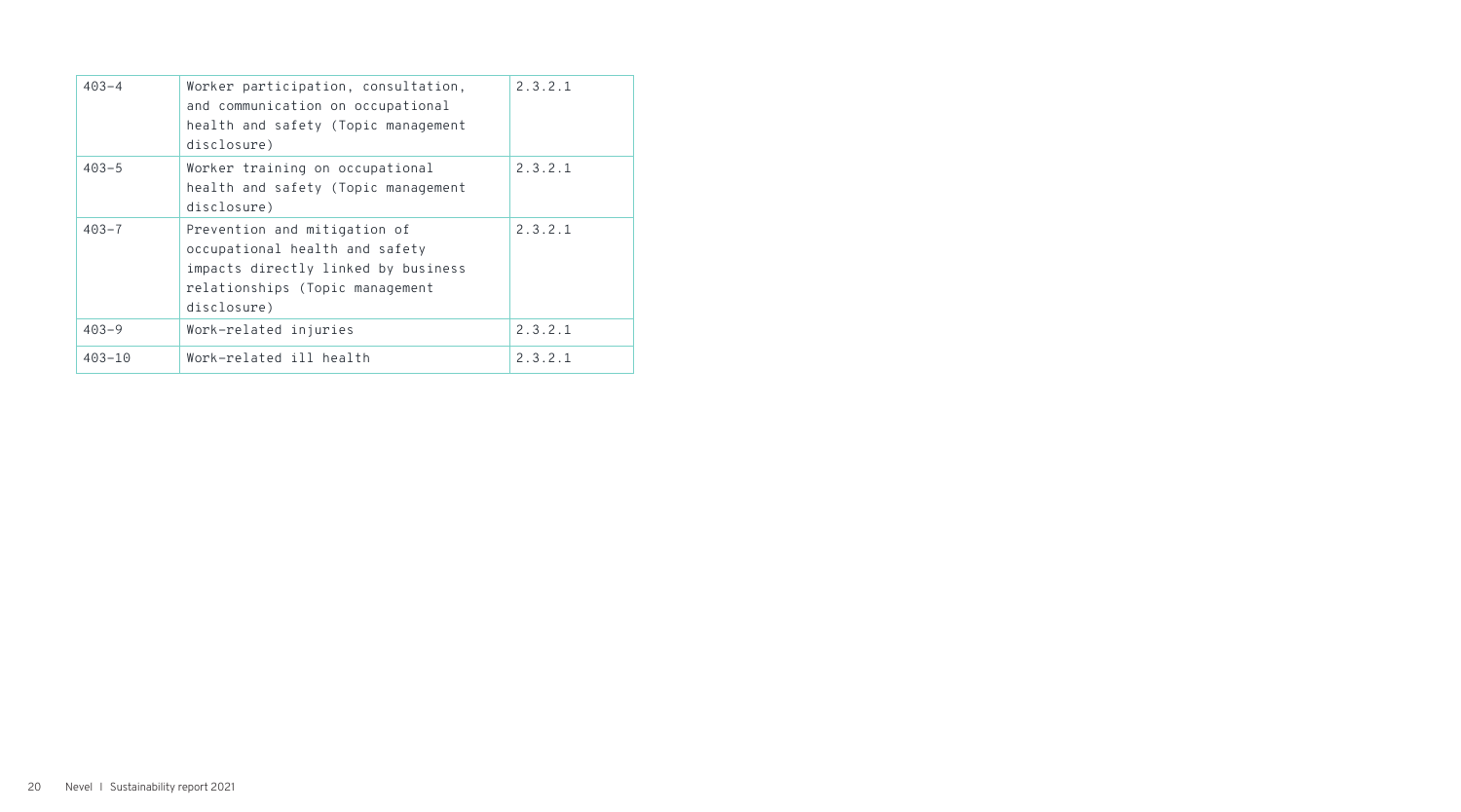| | | |
|---|---|---|
| 403–4 | Worker participation, consultation, and communication on occupational health and safety (Topic management disclosure) | 2.3.2.1 |
| 403–5 | Worker training on occupational health and safety (Topic management disclosure) | 2.3.2.1 |
| 403–7 | Prevention and mitigation of occupational health and safety impacts directly linked by business relationships (Topic management disclosure) | 2.3.2.1 |
| 403–9 | Work-related injuries | 2.3.2.1 |
| 403–10 | Work-related ill health | 2.3.2.1 |